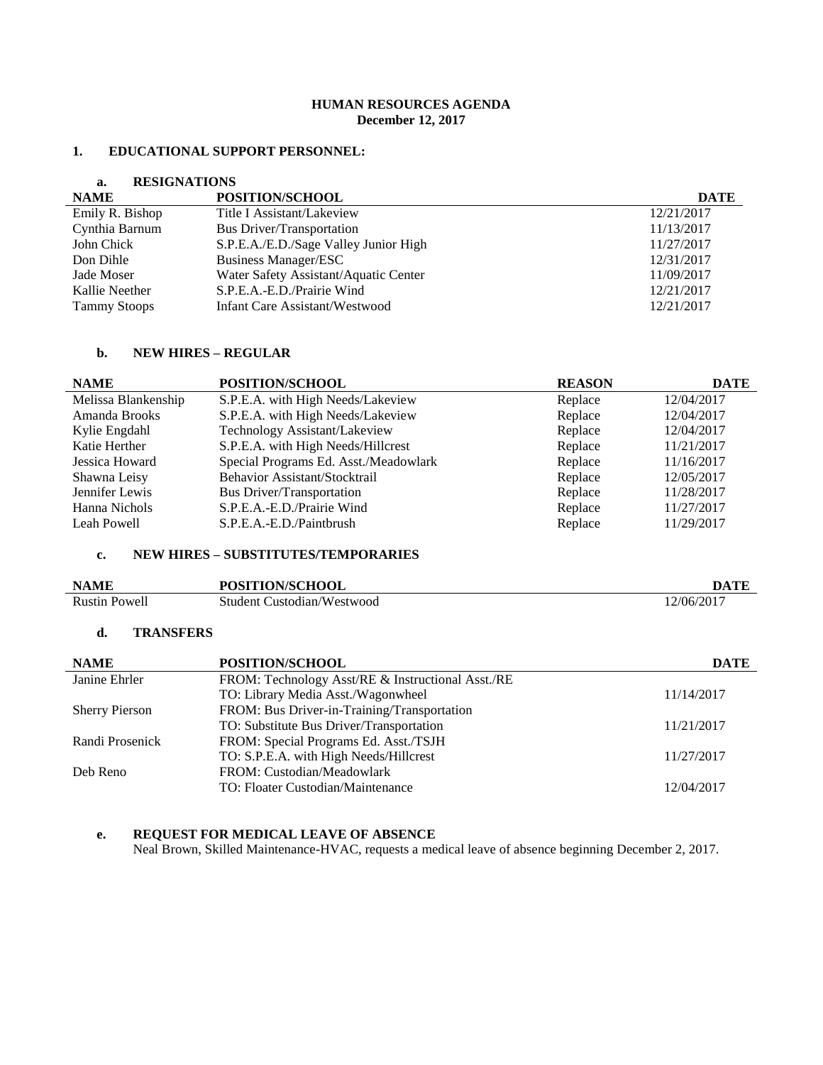# HUMAN RESOURCES AGENDA
## December 12, 2017

## 1. EDUCATIONAL SUPPORT PERSONNEL:

### a. RESIGNATIONS

| NAME | POSITION/SCHOOL | DATE |
|---|---|---|
| Emily R. Bishop | Title I Assistant/Lakeview | 12/21/2017 |
| Cynthia Barnum | Bus Driver/Transportation | 11/13/2017 |
| John Chick | S.P.E.A./E.D./Sage Valley Junior High | 11/27/2017 |
| Don Dihle | Business Manager/ESC | 12/31/2017 |
| Jade Moser | Water Safety Assistant/Aquatic Center | 11/09/2017 |
| Kallie Neether | S.P.E.A.-E.D./Prairie Wind | 12/21/2017 |
| Tammy Stoops | Infant Care Assistant/Westwood | 12/21/2017 |

### b. NEW HIRES – REGULAR

| NAME | POSITION/SCHOOL | REASON | DATE |
|---|---|---|---|
| Melissa Blankenship | S.P.E.A. with High Needs/Lakeview | Replace | 12/04/2017 |
| Amanda Brooks | S.P.E.A. with High Needs/Lakeview | Replace | 12/04/2017 |
| Kylie Engdahl | Technology Assistant/Lakeview | Replace | 12/04/2017 |
| Katie Herther | S.P.E.A. with High Needs/Hillcrest | Replace | 11/21/2017 |
| Jessica Howard | Special Programs Ed. Asst./Meadowlark | Replace | 11/16/2017 |
| Shawna Leisy | Behavior Assistant/Stocktrail | Replace | 12/05/2017 |
| Jennifer Lewis | Bus Driver/Transportation | Replace | 11/28/2017 |
| Hanna Nichols | S.P.E.A.-E.D./Prairie Wind | Replace | 11/27/2017 |
| Leah Powell | S.P.E.A.-E.D./Paintbrush | Replace | 11/29/2017 |

### c. NEW HIRES – SUBSTITUTES/TEMPORARIES

| NAME | POSITION/SCHOOL | DATE |
|---|---|---|
| Rustin Powell | Student Custodian/Westwood | 12/06/2017 |

### d. TRANSFERS

| NAME | POSITION/SCHOOL | DATE |
|---|---|---|
| Janine Ehrler | FROM: Technology Asst/RE & Instructional Asst./RE<br>TO: Library Media Asst./Wagonwheel | 11/14/2017 |
| Sherry Pierson | FROM: Bus Driver-in-Training/Transportation<br>TO: Substitute Bus Driver/Transportation | 11/21/2017 |
| Randi Prosenick | FROM: Special Programs Ed. Asst./TSJH<br>TO: S.P.E.A. with High Needs/Hillcrest | 11/27/2017 |
| Deb Reno | FROM: Custodian/Meadowlark<br>TO: Floater Custodian/Maintenance | 12/04/2017 |

### e. REQUEST FOR MEDICAL LEAVE OF ABSENCE

Neal Brown, Skilled Maintenance-HVAC, requests a medical leave of absence beginning December 2, 2017.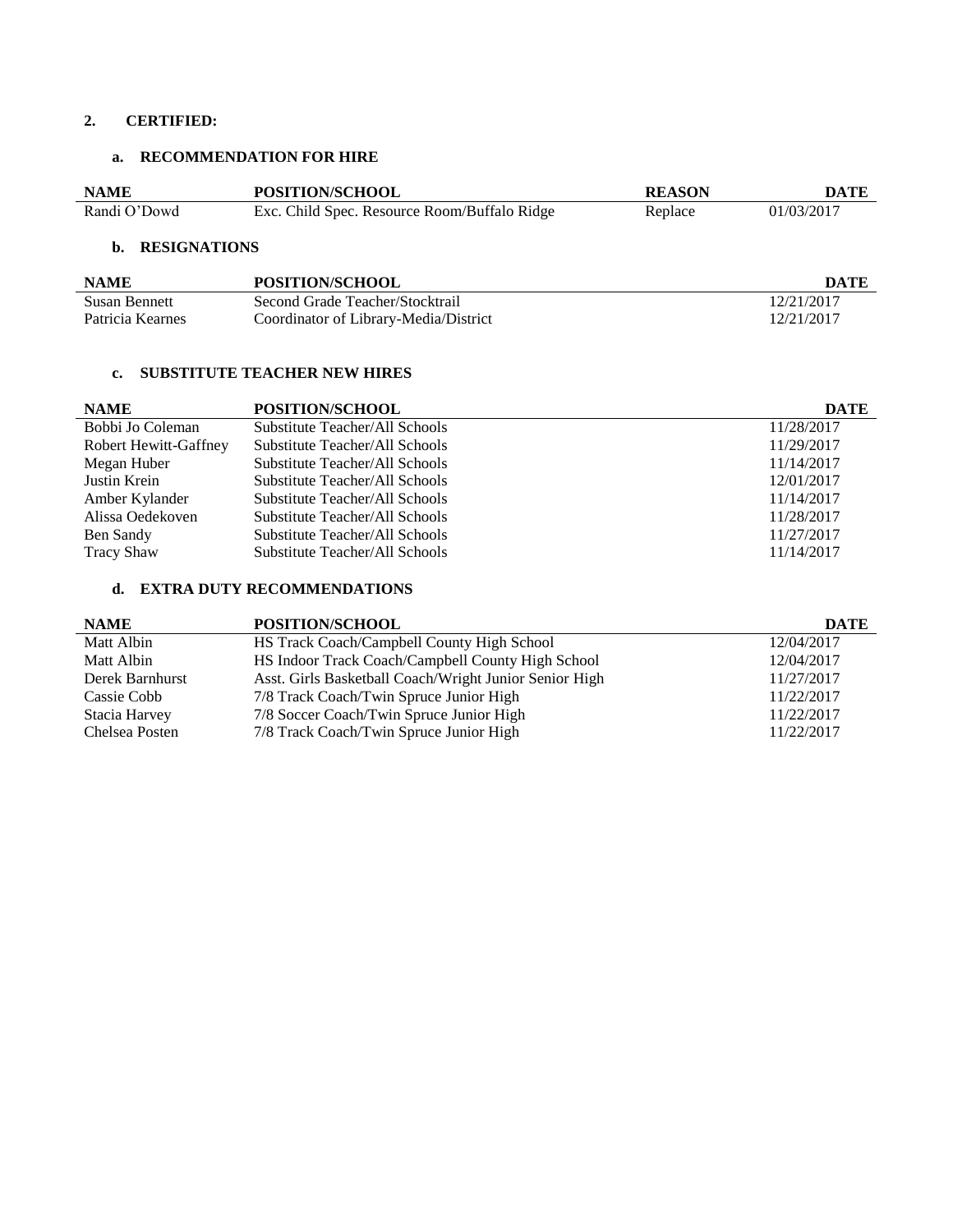## 2. CERTIFIED:

### a. RECOMMENDATION FOR HIRE

| NAME | POSITION/SCHOOL | REASON | DATE |
|---|---|---|---|
| Randi O'Dowd | Exc. Child Spec. Resource Room/Buffalo Ridge | Replace | 01/03/2017 |

### b. RESIGNATIONS

| NAME | POSITION/SCHOOL | DATE |
|---|---|---|
| Susan Bennett | Second Grade Teacher/Stocktrail | 12/21/2017 |
| Patricia Kearnes | Coordinator of Library-Media/District | 12/21/2017 |

### c. SUBSTITUTE TEACHER NEW HIRES

| NAME | POSITION/SCHOOL | DATE |
|---|---|---|
| Bobbi Jo Coleman | Substitute Teacher/All Schools | 11/28/2017 |
| Robert Hewitt-Gaffney | Substitute Teacher/All Schools | 11/29/2017 |
| Megan Huber | Substitute Teacher/All Schools | 11/14/2017 |
| Justin Krein | Substitute Teacher/All Schools | 12/01/2017 |
| Amber Kylander | Substitute Teacher/All Schools | 11/14/2017 |
| Alissa Oedekoven | Substitute Teacher/All Schools | 11/28/2017 |
| Ben Sandy | Substitute Teacher/All Schools | 11/27/2017 |
| Tracy Shaw | Substitute Teacher/All Schools | 11/14/2017 |

### d. EXTRA DUTY RECOMMENDATIONS

| NAME | POSITION/SCHOOL | DATE |
|---|---|---|
| Matt Albin | HS Track Coach/Campbell County High School | 12/04/2017 |
| Matt Albin | HS Indoor Track Coach/Campbell County High School | 12/04/2017 |
| Derek Barnhurst | Asst. Girls Basketball Coach/Wright Junior Senior High | 11/27/2017 |
| Cassie Cobb | 7/8 Track Coach/Twin Spruce Junior High | 11/22/2017 |
| Stacia Harvey | 7/8 Soccer Coach/Twin Spruce Junior High | 11/22/2017 |
| Chelsea Posten | 7/8 Track Coach/Twin Spruce Junior High | 11/22/2017 |